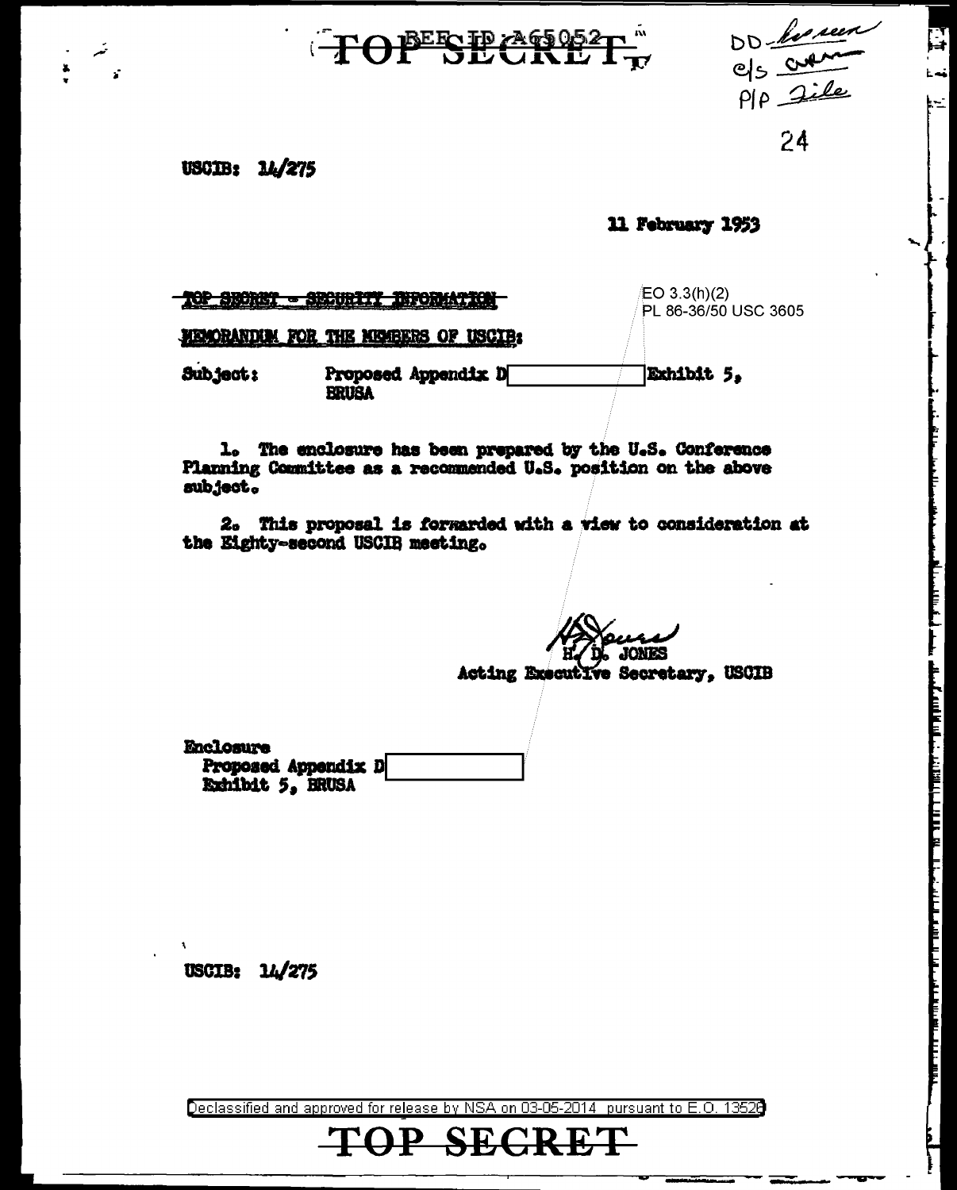TOP SECRET

REF ID:A65052

DD-*[handwritten]*
c/s *[handwritten]*
P/P *File*

24

USCIB: 14/275

11 February 1953

~~TOP SECRET - SECURITY INFORMATION~~

EO 3.3(h)(2)
PL 86-36/50 USC 3605

MEMORANDUM FOR THE MEMBERS OF USCIB:

Subject: Proposed Appendix D [REDACTED] Exhibit 5, BRUSA

1. The enclosure has been prepared by the U.S. Conference Planning Committee as a recommended U.S. position on the above subject.

2. This proposal is forwarded with a view to consideration at the Eighty-second USCIB meeting.

H. D. JONES
Acting Executive Secretary, USCIB

Enclosure
Proposed Appendix D [REDACTED]
Exhibit 5, BRUSA

USCIB: 14/275

Declassified and approved for release by NSA on 03-05-2014 pursuant to E.O. 13526

TOP SECRET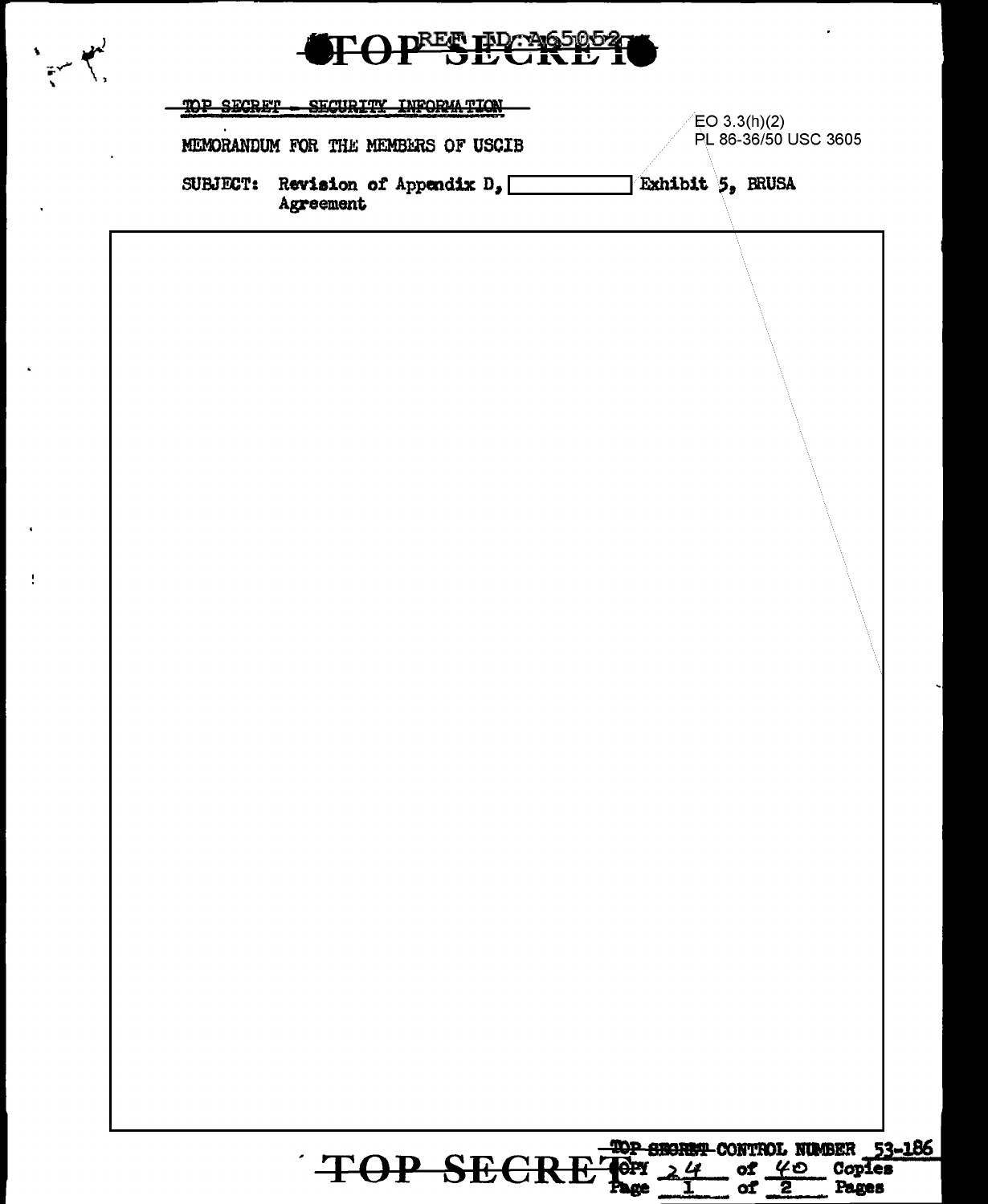TOP SECRET - SECURITY INFORMATION

EO 3.3(h)(2)
PL 86-36/50 USC 3605

MEMORANDUM FOR THE MEMBERS OF USCIB

SUBJECT: Revision of Appendix D, [redacted] Exhibit 5, BRUSA Agreement

TOP SECRET CONTROL NUMBER 53-186
Copy 24 of 40 Copies
Page 1 of 2 Pages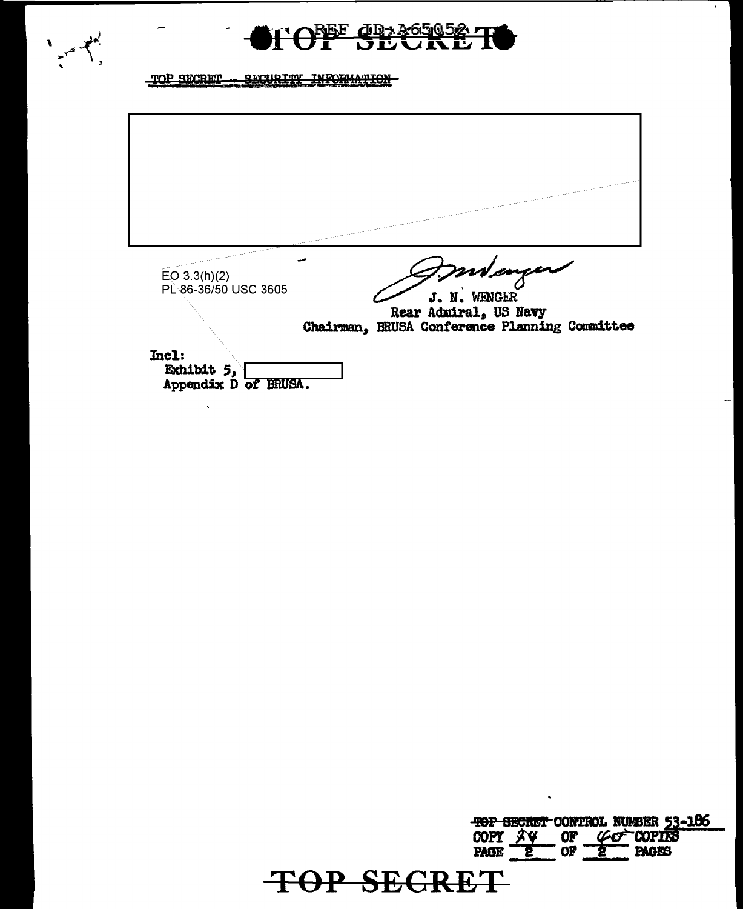TOP SECRET - SECURITY INFORMATION

EO 3.3(h)(2)
PL 86-36/50 USC 3605

J. N. WENGER
Rear Admiral, US Navy
Chairman, BRUSA Conference Planning Committee

Incl:
Exhibit 5, [redacted]
Appendix D of BRUSA.

TOP SECRET CONTROL NUMBER 53-186
COPY 24 OF 60 COPIES
PAGE 2 OF 2 PAGES

TOP SECRET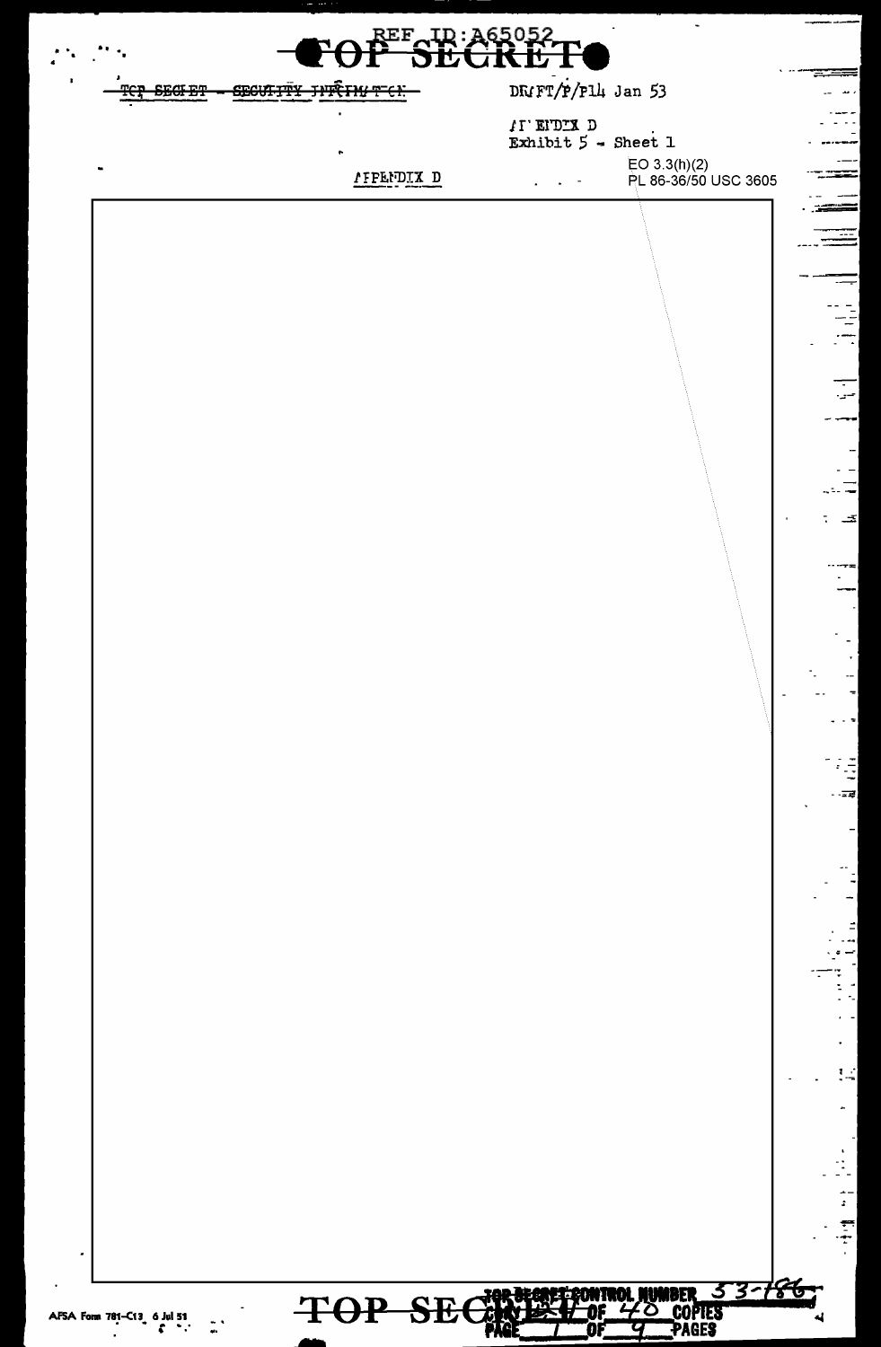TOP SECRET - SECURITY INFORMATION

DRAFT/P/P14 Jan 53

APPENDIX D
Exhibit 5 - Sheet 1

EO 3.3(h)(2)
PL 86-36/50 USC 3605

APPENDIX D

TOP SECRET CONTROL NUMBER 53-186
COPY 17 OF 40 COPIES
PAGE 1 OF 9 PAGES

AFSA Form 781-C13 6 Jul 51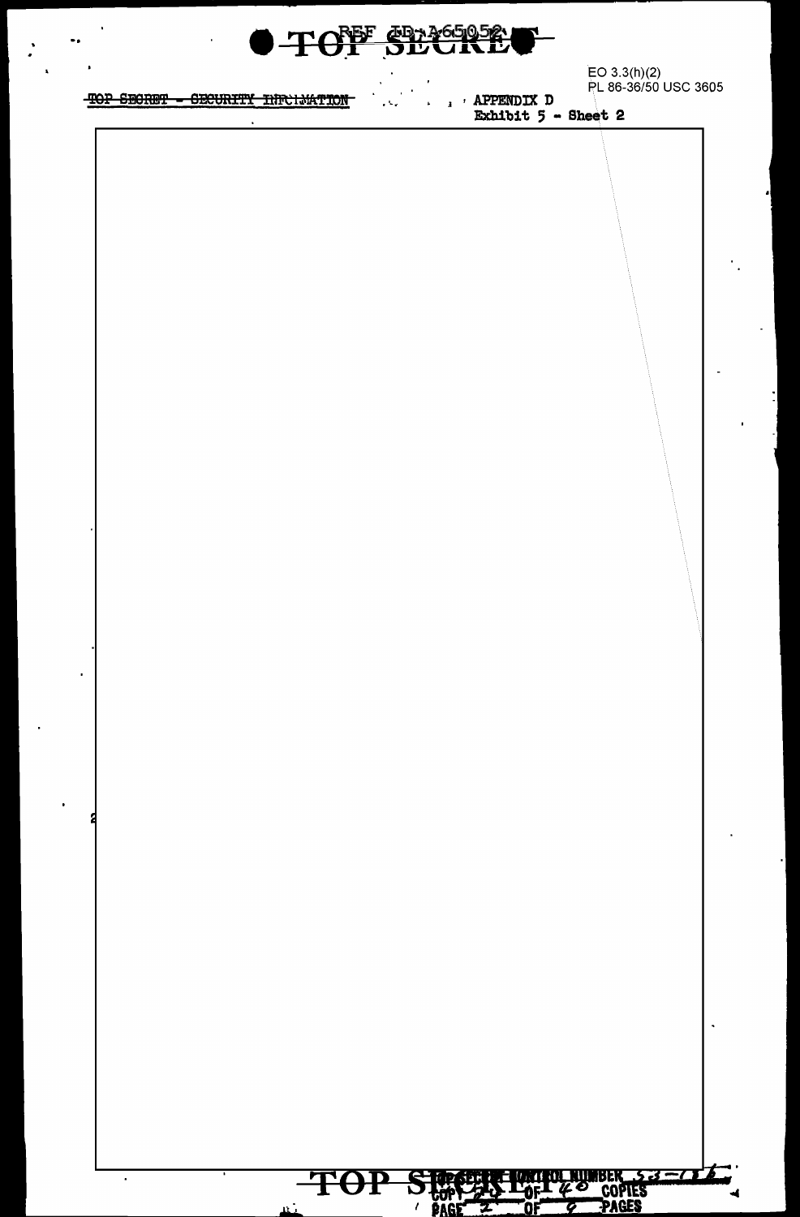TOP SECRET - SECURITY INFORMATION

APPENDIX D
Exhibit 5 - Sheet 2

EO 3.3(h)(2)
PL 86-36/50 USC 3605

TOP SECRET CONTROL NUMBER 53-136
COPY 24 OF 40 COPIES
PAGE 2 OF 9 PAGES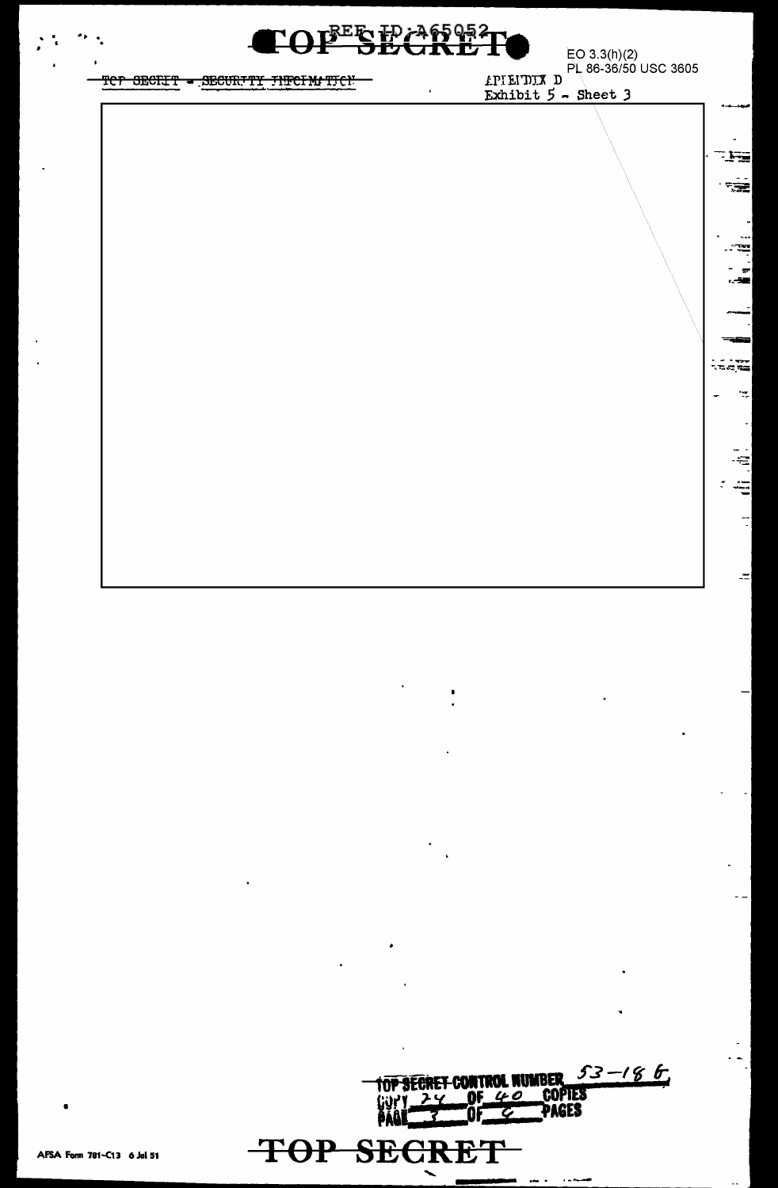REF ID:A65052

EO 3.3(h)(2)
PL 86-36/50 USC 3605

~~TOP SECRET~~ - SECURITY INFORMATION

APPENDIX D
Exhibit 5 - Sheet 3

TOP SECRET CONTROL NUMBER 53-186
COPY 24 OF 40 COPIES
PAGE 3 OF 4 PAGES

AFSA Form 781-C13 6 Jul 51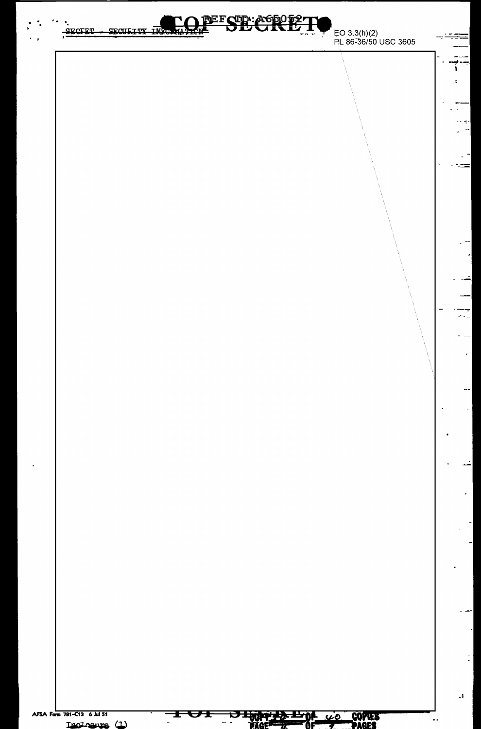EO 3.3(h)(2)
PL 86-36/50 USC 3605

Inclosure (1)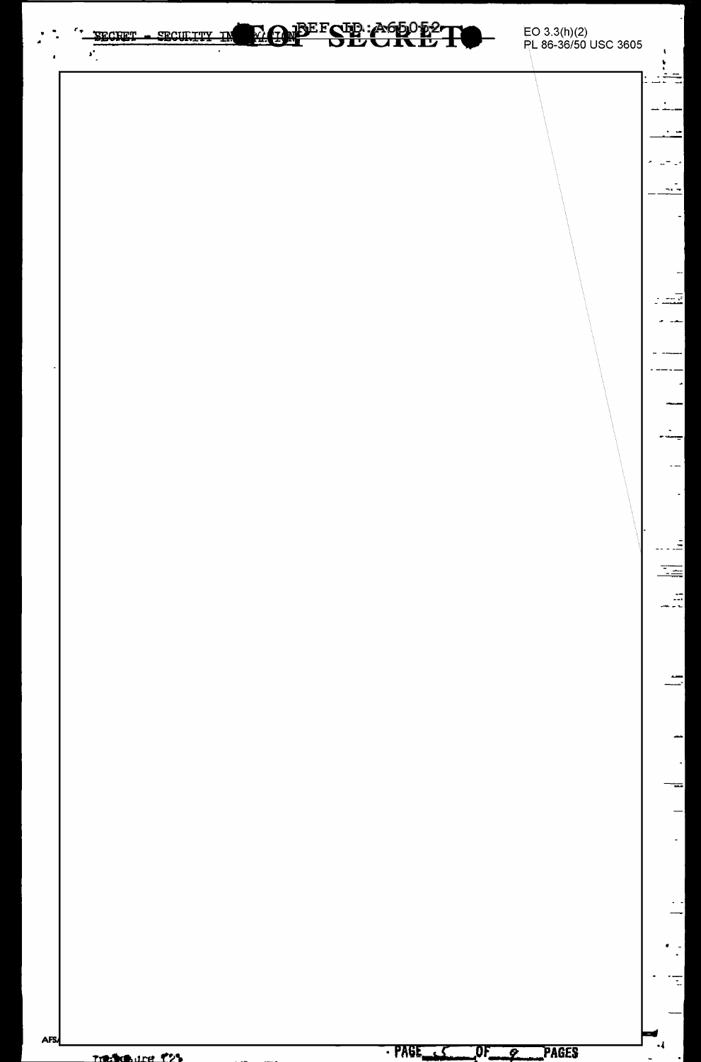EO 3.3(h)(2)
PL 86-36/50 USC 3605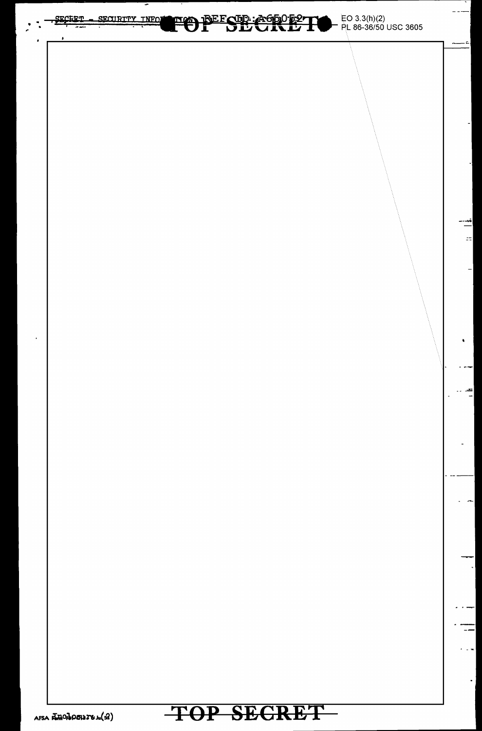EO 3.3(h)(2)
PL 86-36/50 USC 3605

Inclosure (2)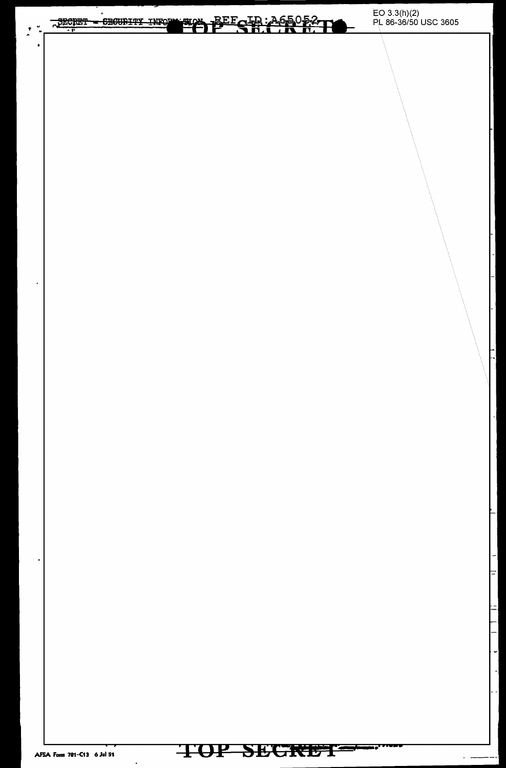EO 3.3(h)(2)
PL 86-36/50 USC 3605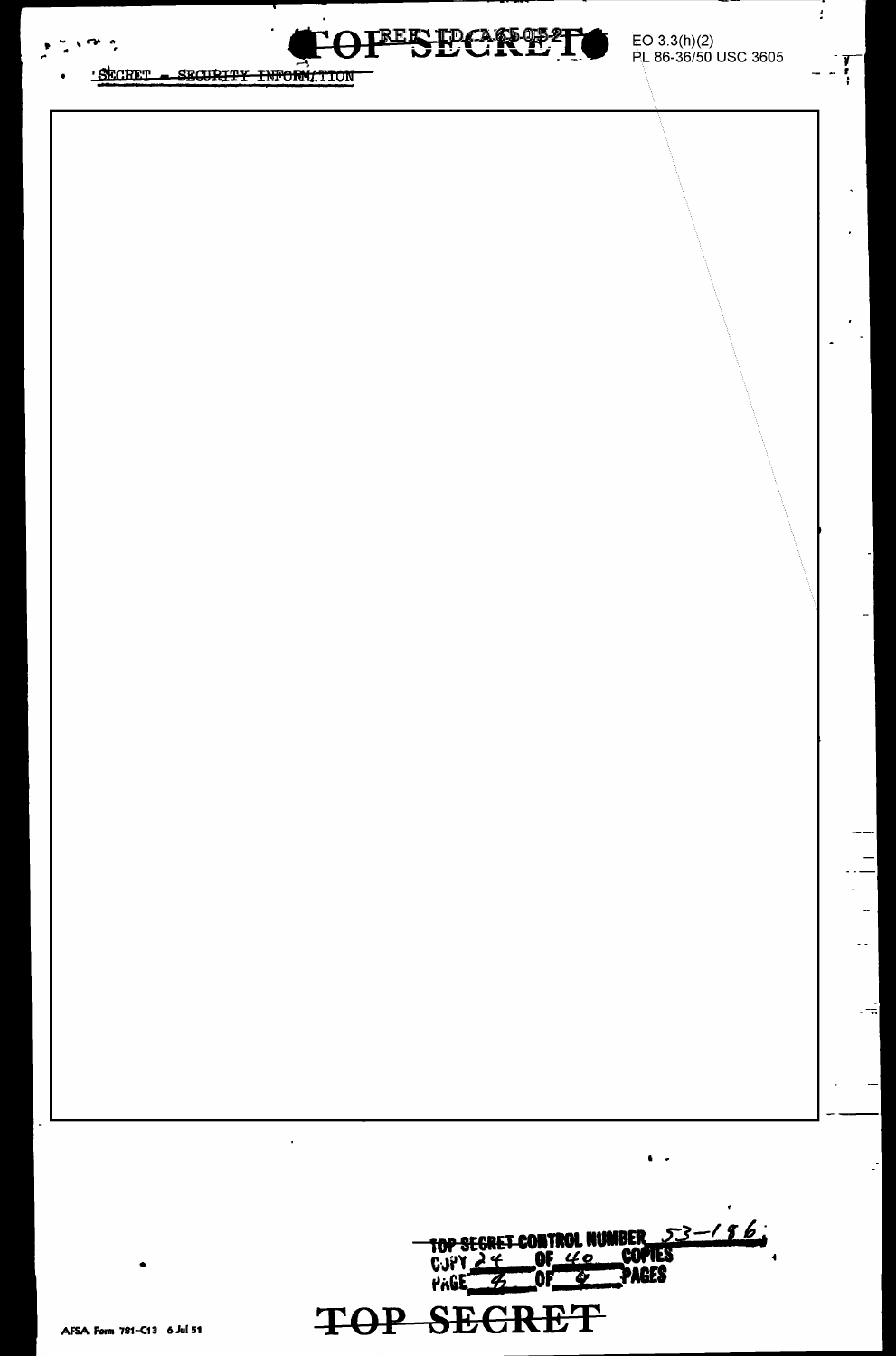EO 3.3(h)(2)
PL 86-36/50 USC 3605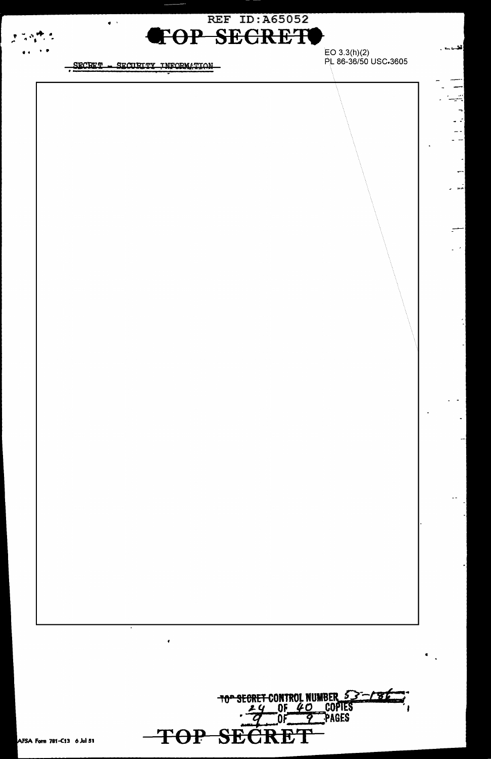REF ID:A65052

TOP SECRET

SECRET - SECURITY INFORMATION

EO 3.3(h)(2)
PL 86-36/50 USC.3605

TOP SECRET CONTROL NUMBER 53-186
24 OF 40 COPIES
9 OF 9 PAGES

TOP SECRET

AFSA Form 781-C13 6 Jul 51